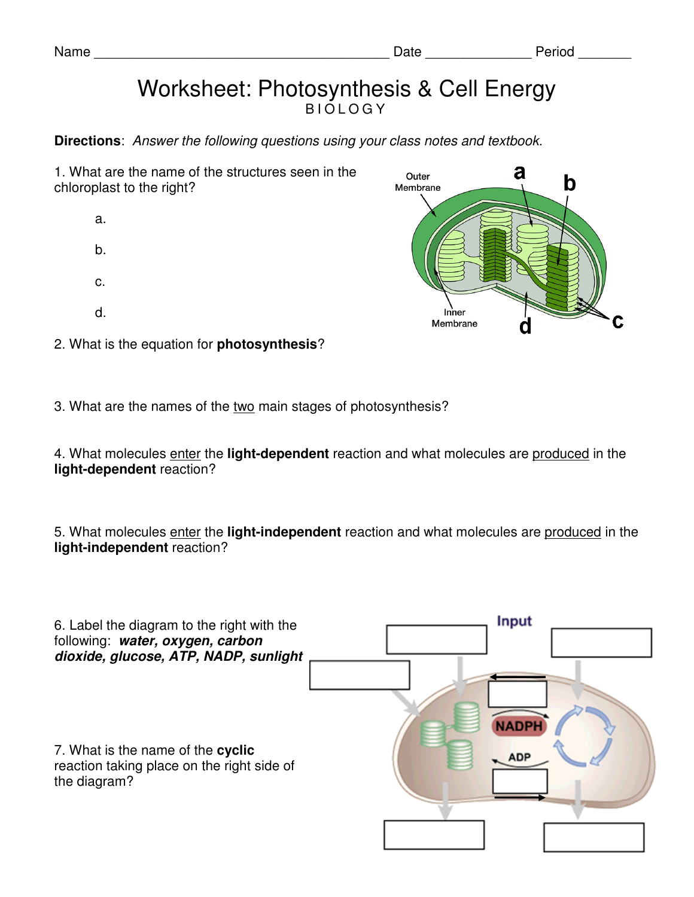Name _______________________________________ Date ______________ Period _______

# Worksheet: Photosynthesis & Cell Energy

BIOLOGY

**Directions**: *Answer the following questions using your class notes and textbook.*

1. What are the name of the structures seen in the chloroplast to the right?

    a.

    b.

    c.

    d.

Outer Membrane

Inner Membrane

a

b

c

d

2. What is the equation for **photosynthesis**?

3. What are the names of the <u>two</u> main stages of photosynthesis?

4. What molecules <u>enter</u> the **light-dependent** reaction and what molecules are <u>produced</u> in the **light-dependent** reaction?

5. What molecules <u>enter</u> the **light-independent** reaction and what molecules are <u>produced</u> in the **light-independent** reaction?

6. Label the diagram to the right with the following: ***water, oxygen, carbon dioxide, glucose, ATP, NADP, sunlight***

Input

NADPH

ADP

7. What is the name of the **cyclic** reaction taking place on the right side of the diagram?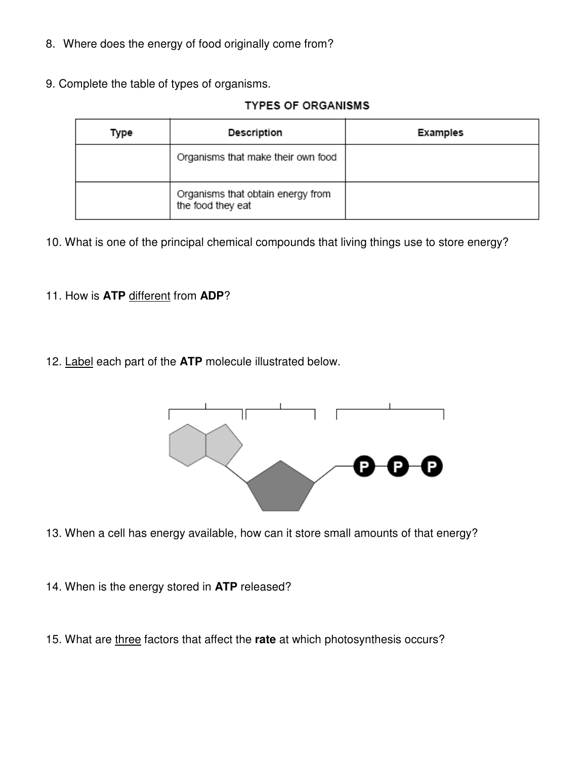8. Where does the energy of food originally come from?

9. Complete the table of types of organisms.

**TYPES OF ORGANISMS**

| Type | Description | Examples |
|---|---|---|
| | Organisms that make their own food | |
| | Organisms that obtain energy from the food they eat | |

10. What is one of the principal chemical compounds that living things use to store energy?

11. How is **ATP** different from **ADP**?

12. Label each part of the **ATP** molecule illustrated below.

P P P

13. When a cell has energy available, how can it store small amounts of that energy?

14. When is the energy stored in **ATP** released?

15. What are three factors that affect the **rate** at which photosynthesis occurs?